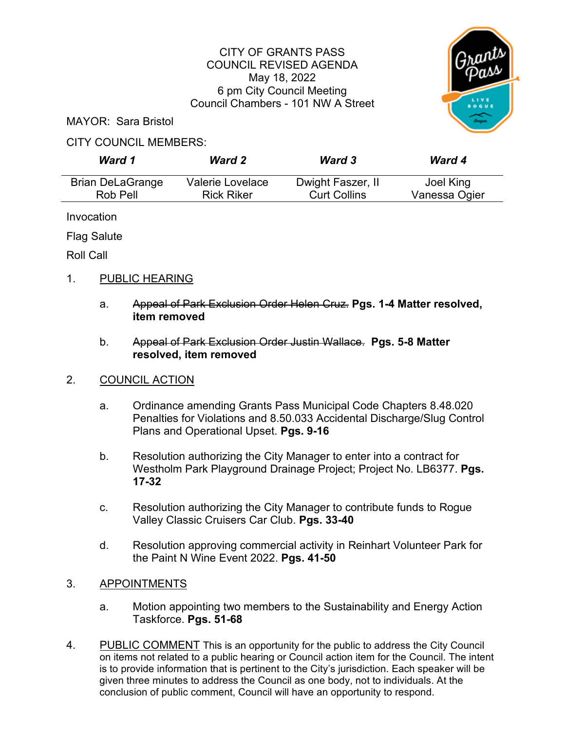# CITY OF GRANTS PASS
## COUNCIL REVISED AGENDA
May 18, 2022
6 pm City Council Meeting
Council Chambers - 101 NW A Street

MAYOR: Sara Bristol

CITY COUNCIL MEMBERS:

| ***Ward 1*** | ***Ward 2*** | ***Ward 3*** | ***Ward 4*** |
|---|---|---|---|
| Brian DeLaGrange<br>Rob Pell | Valerie Lovelace<br>Rick Riker | Dwight Faszer, II<br>Curt Collins | Joel King<br>Vanessa Ogier |

Invocation

Flag Salute

Roll Call

1. PUBLIC HEARING

   a. ~~Appeal of Park Exclusion Order Helen Cruz.~~ **Pgs. 1-4 Matter resolved, item removed**

   b. ~~Appeal of Park Exclusion Order Justin Wallace.~~ **Pgs. 5-8 Matter resolved, item removed**

2. COUNCIL ACTION

   a. Ordinance amending Grants Pass Municipal Code Chapters 8.48.020 Penalties for Violations and 8.50.033 Accidental Discharge/Slug Control Plans and Operational Upset. **Pgs. 9-16**

   b. Resolution authorizing the City Manager to enter into a contract for Westholm Park Playground Drainage Project; Project No. LB6377. **Pgs. 17-32**

   c. Resolution authorizing the City Manager to contribute funds to Rogue Valley Classic Cruisers Car Club. **Pgs. 33-40**

   d. Resolution approving commercial activity in Reinhart Volunteer Park for the Paint N Wine Event 2022. **Pgs. 41-50**

3. APPOINTMENTS

   a. Motion appointing two members to the Sustainability and Energy Action Taskforce. **Pgs. 51-68**

4. PUBLIC COMMENT This is an opportunity for the public to address the City Council on items not related to a public hearing or Council action item for the Council. The intent is to provide information that is pertinent to the City's jurisdiction. Each speaker will be given three minutes to address the Council as one body, not to individuals. At the conclusion of public comment, Council will have an opportunity to respond.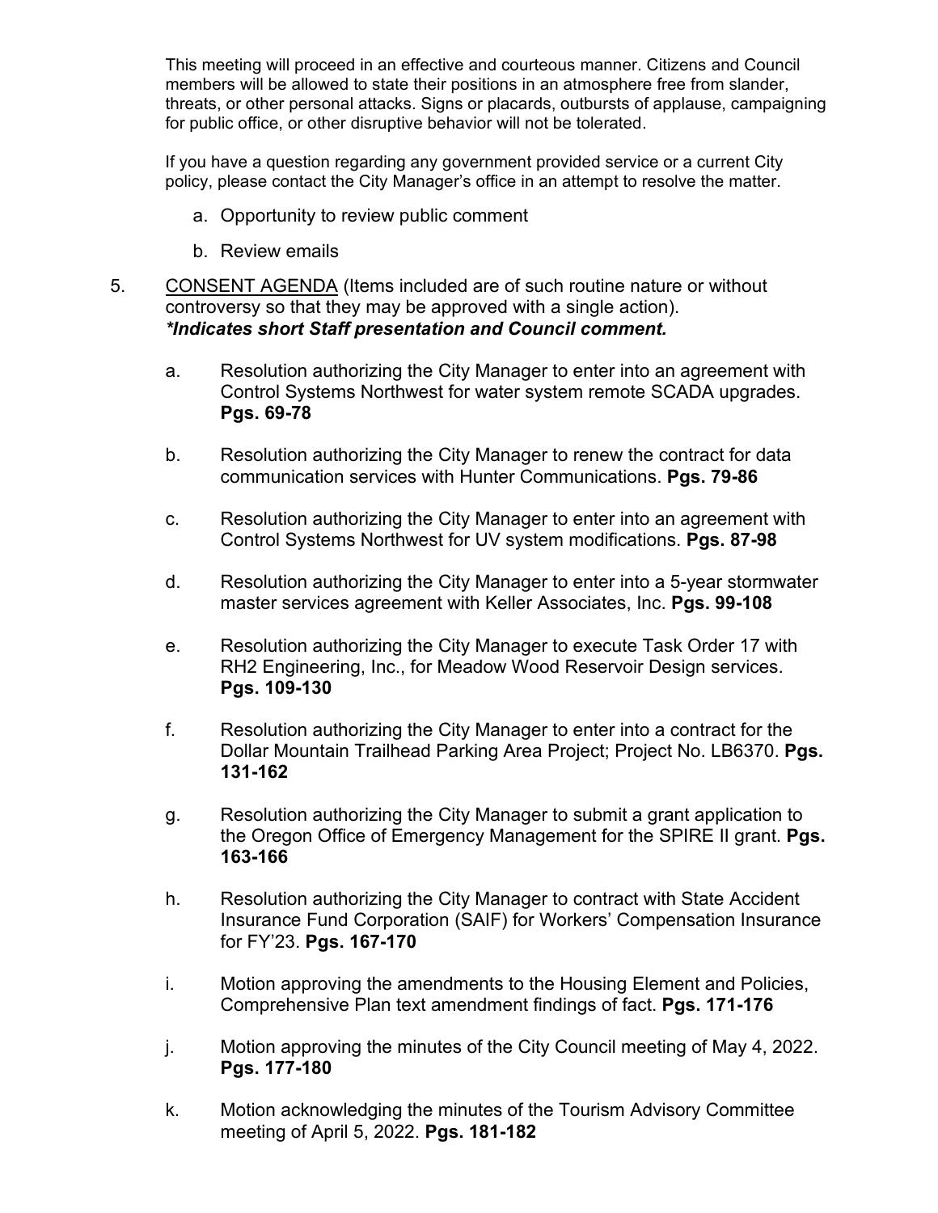This meeting will proceed in an effective and courteous manner. Citizens and Council members will be allowed to state their positions in an atmosphere free from slander, threats, or other personal attacks. Signs or placards, outbursts of applause, campaigning for public office, or other disruptive behavior will not be tolerated.

If you have a question regarding any government provided service or a current City policy, please contact the City Manager's office in an attempt to resolve the matter.

a. Opportunity to review public comment

b. Review emails

5. <u>CONSENT AGENDA</u> (Items included are of such routine nature or without controversy so that they may be approved with a single action).
***Indicates short Staff presentation and Council comment.***

a. Resolution authorizing the City Manager to enter into an agreement with Control Systems Northwest for water system remote SCADA upgrades. **Pgs. 69-78**

b. Resolution authorizing the City Manager to renew the contract for data communication services with Hunter Communications. **Pgs. 79-86**

c. Resolution authorizing the City Manager to enter into an agreement with Control Systems Northwest for UV system modifications. **Pgs. 87-98**

d. Resolution authorizing the City Manager to enter into a 5-year stormwater master services agreement with Keller Associates, Inc. **Pgs. 99-108**

e. Resolution authorizing the City Manager to execute Task Order 17 with RH2 Engineering, Inc., for Meadow Wood Reservoir Design services. **Pgs. 109-130**

f. Resolution authorizing the City Manager to enter into a contract for the Dollar Mountain Trailhead Parking Area Project; Project No. LB6370. **Pgs. 131-162**

g. Resolution authorizing the City Manager to submit a grant application to the Oregon Office of Emergency Management for the SPIRE II grant. **Pgs. 163-166**

h. Resolution authorizing the City Manager to contract with State Accident Insurance Fund Corporation (SAIF) for Workers' Compensation Insurance for FY'23. **Pgs. 167-170**

i. Motion approving the amendments to the Housing Element and Policies, Comprehensive Plan text amendment findings of fact. **Pgs. 171-176**

j. Motion approving the minutes of the City Council meeting of May 4, 2022. **Pgs. 177-180**

k. Motion acknowledging the minutes of the Tourism Advisory Committee meeting of April 5, 2022. **Pgs. 181-182**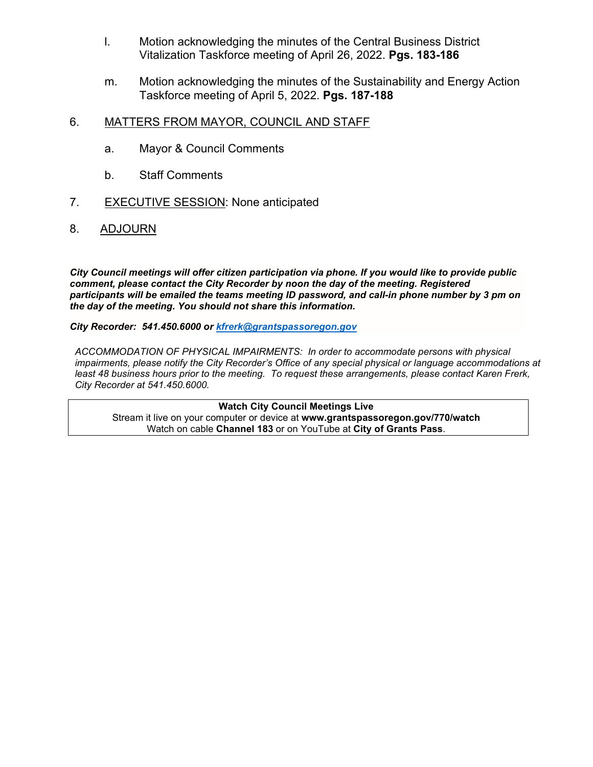l. Motion acknowledging the minutes of the Central Business District Vitalization Taskforce meeting of April 26, 2022. **Pgs. 183-186**

m. Motion acknowledging the minutes of the Sustainability and Energy Action Taskforce meeting of April 5, 2022. **Pgs. 187-188**

6. <u>MATTERS FROM MAYOR, COUNCIL AND STAFF</u>

   a. Mayor & Council Comments

   b. Staff Comments

7. <u>EXECUTIVE SESSION</u>: None anticipated

8. <u>ADJOURN</u>

***City Council meetings will offer citizen participation via phone. If you would like to provide public comment, please contact the City Recorder by noon the day of the meeting. Registered participants will be emailed the teams meeting ID password, and call-in phone number by 3 pm on the day of the meeting. You should not share this information.***

***City Recorder: 541.450.6000 or kfrerk@grantspassoregon.gov***

*ACCOMMODATION OF PHYSICAL IMPAIRMENTS: In order to accommodate persons with physical impairments, please notify the City Recorder's Office of any special physical or language accommodations at least 48 business hours prior to the meeting. To request these arrangements, please contact Karen Frerk, City Recorder at 541.450.6000.*

**Watch City Council Meetings Live**
Stream it live on your computer or device at **www.grantspassoregon.gov/770/watch**
Watch on cable **Channel 183** or on YouTube at **City of Grants Pass**.